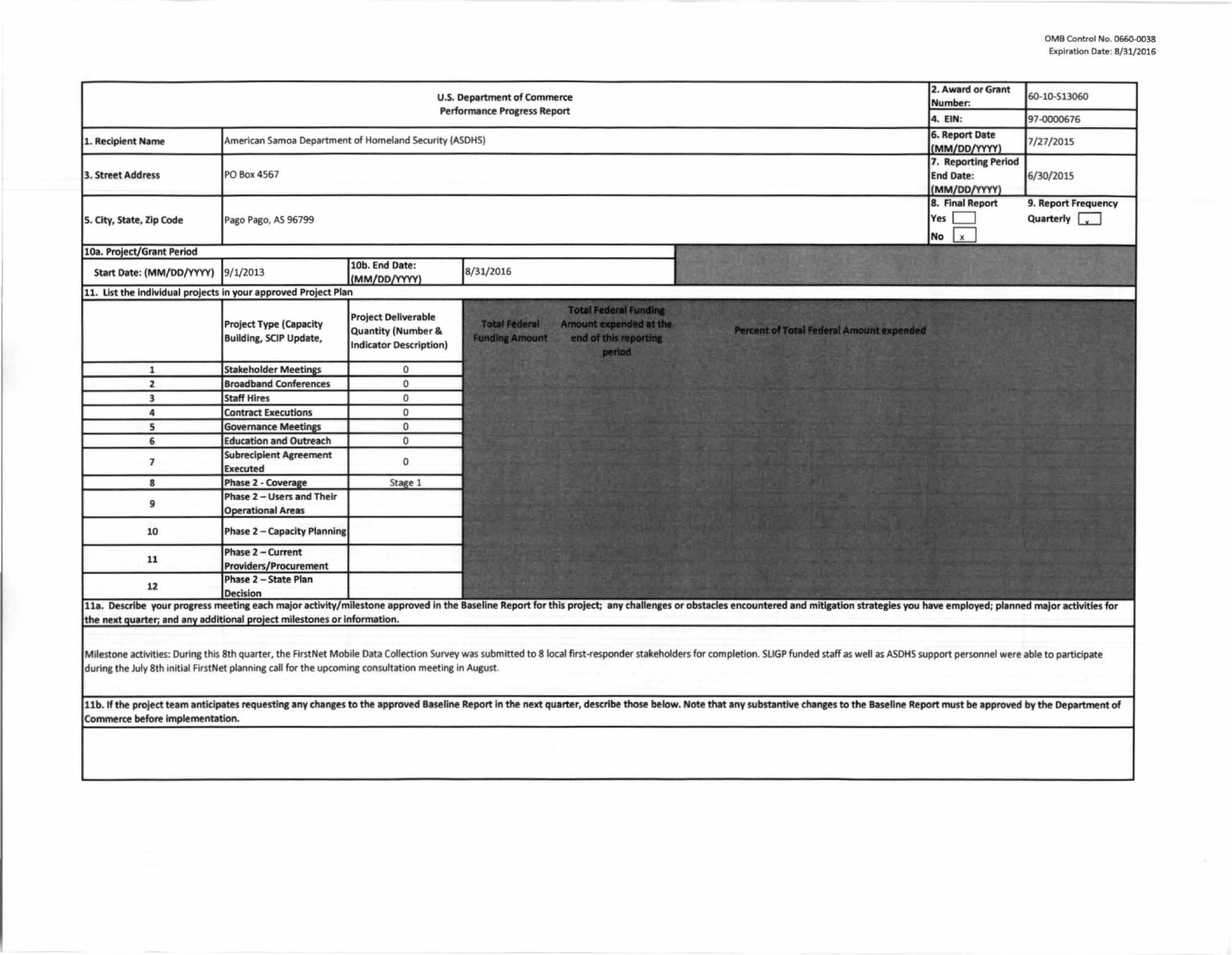OMB Control No. 0660-0038
Expiration Date: 8/31/2016

| U.S. Department of Commerce Performance Progress Report | | 2. Award or Grant Number: | 60-10-S13060 |
|---|---|---|---|
| | | 4. EIN: | 97-0000676 |
| 1. Recipient Name | American Samoa Department of Homeland Security (ASDHS) | 6. Report Date (MM/DD/YYYY) | 7/27/2015 |
| 3. Street Address | PO Box 4567 | 7. Reporting Period End Date: (MM/DD/YYYY) | 6/30/2015 |
| 5. City, State, Zip Code | Pago Pago, AS 96799 | 8. Final Report Yes [ ] No [x] | 9. Report Frequency Quarterly [x] |

| 10a. Project/Grant Period | | | |
|---|---|---|---|
| Start Date: (MM/DD/YYYY) | 9/1/2013 | 10b. End Date: (MM/DD/YYYY) | 8/31/2016 |

**11. List the individual projects in your approved Project Plan**

| | Project Type (Capacity Building, SCIP Update, | Project Deliverable Quantity (Number & Indicator Description) | Total Federal Funding Amount | Total Federal Funding Amount expended at the end of this reporting period | Percent of Total Federal Amount expended |
|---|---|---|---|---|---|
| 1 | Stakeholder Meetings | 0 | | | |
| 2 | Broadband Conferences | 0 | | | |
| 3 | Staff Hires | 0 | | | |
| 4 | Contract Executions | 0 | | | |
| 5 | Governance Meetings | 0 | | | |
| 6 | Education and Outreach | 0 | | | |
| 7 | Subrecipient Agreement Executed | 0 | | | |
| 8 | Phase 2 - Coverage | Stage 1 | | | |
| 9 | Phase 2 – Users and Their Operational Areas | | | | |
| 10 | Phase 2 – Capacity Planning | | | | |
| 11 | Phase 2 – Current Providers/Procurement | | | | |
| 12 | Phase 2 – State Plan Decision | | | | |

**11a. Describe your progress meeting each major activity/milestone approved in the Baseline Report for this project; any challenges or obstacles encountered and mitigation strategies you have employed; planned major activities for the next quarter; and any additional project milestones or information.**

Milestone activities: During this 8th quarter, the FirstNet Mobile Data Collection Survey was submitted to 8 local first-responder stakeholders for completion. SLIGP funded staff as well as ASDHS support personnel were able to participate during the July 8th initial FirstNet planning call for the upcoming consultation meeting in August.

**11b. If the project team anticipates requesting any changes to the approved Baseline Report in the next quarter, describe those below. Note that any substantive changes to the Baseline Report must be approved by the Department of Commerce before implementation.**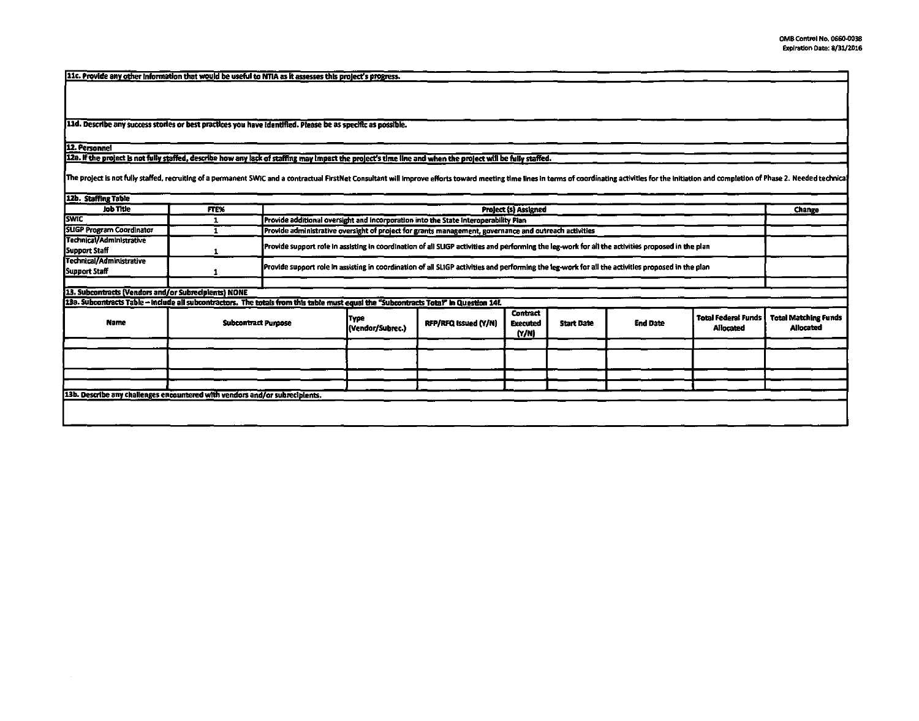**11c. Provide any other information that would be useful to NTIA as it assesses this project's progress.**

**11d. Describe any success stories or best practices you have identified. Please be as specific as possible.**

**12. Personnel**

**12a. If the project is not fully staffed, describe how any lack of staffing may impact the project's time line and when the project will be fully staffed.**

The project is not fully staffed, recruiting of a permanent SWIC and a contractual FirstNet Consultant will improve efforts toward meeting time lines in terms of coordinating activities for the initiation and completion of Phase 2. Needed technica

**12b. Staffing Table**

| Job Title | FTE% | Project (s) Assigned | Change |
|---|---|---|---|
| SWIC | 1 | Provide additional oversight and incorporation into the State Interoperability Plan | |
| SLIGP Program Coordinator | 1 | Provide administrative oversight of project for grants management, governance and outreach activities | |
| Technical/Administrative Support Staff | 1 | Provide support role in assisting in coordination of all SLIGP activities and performing the leg-work for all the activities proposed in the plan | |
| Technical/Administrative Support Staff | 1 | Provide support role in assisting in coordination of all SLIGP activities and performing the leg-work for all the activities proposed in the plan | |
| | | | |

**13. Subcontracts (Vendors and/or Subrecipients) NONE**

**13a. Subcontracts Table – Include all subcontractors. The totals from this table must equal the "Subcontracts Total" in Question 14f.**

| Name | Subcontract Purpose | Type (Vendor/Subrec.) | RFP/RFQ Issued (Y/N) | Contract Executed (Y/N) | Start Date | End Date | Total Federal Funds Allocated | Total Matching Funds Allocated |
|---|---|---|---|---|---|---|---|---|
| | | | | | | | | |
| | | | | | | | | |
| | | | | | | | | |
| | | | | | | | | |

**13b. Describe any challenges encountered with vendors and/or subrecipients.**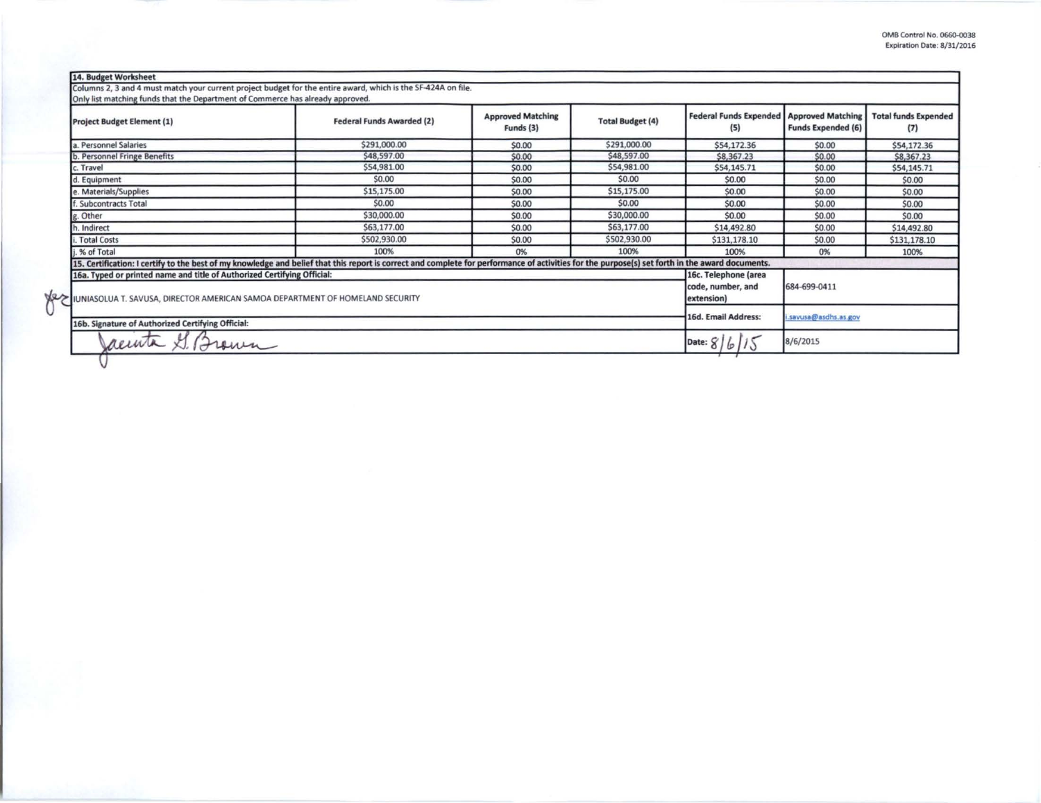OMB Control No. 0660-0038
Expiration Date: 8/31/2016

**14. Budget Worksheet**

Columns 2, 3 and 4 must match your current project budget for the entire award, which is the SF-424A on file.
Only list matching funds that the Department of Commerce has already approved.

| Project Budget Element (1) | Federal Funds Awarded (2) | Approved Matching Funds (3) | Total Budget (4) | Federal Funds Expended (5) | Approved Matching Funds Expended (6) | Total funds Expended (7) |
|---|---|---|---|---|---|---|
| a. Personnel Salaries | $291,000.00 | $0.00 | $291,000.00 | $54,172.36 | $0.00 | $54,172.36 |
| b. Personnel Fringe Benefits | $48,597.00 | $0.00 | $48,597.00 | $8,367.23 | $0.00 | $8,367.23 |
| c. Travel | $54,981.00 | $0.00 | $54,981.00 | $54,145.71 | $0.00 | $54,145.71 |
| d. Equipment | $0.00 | $0.00 | $0.00 | $0.00 | $0.00 | $0.00 |
| e. Materials/Supplies | $15,175.00 | $0.00 | $15,175.00 | $0.00 | $0.00 | $0.00 |
| f. Subcontracts Total | $0.00 | $0.00 | $0.00 | $0.00 | $0.00 | $0.00 |
| g. Other | $30,000.00 | $0.00 | $30,000.00 | $0.00 | $0.00 | $0.00 |
| h. Indirect | $63,177.00 | $0.00 | $63,177.00 | $14,492.80 | $0.00 | $14,492.80 |
| i. Total Costs | $502,930.00 | $0.00 | $502,930.00 | $131,178.10 | $0.00 | $131,178.10 |
| j. % of Total | 100% | 0% | 100% | 100% | 0% | 100% |

**15. Certification: I certify to the best of my knowledge and belief that this report is correct and complete for performance of activities for the purpose(s) set forth in the award documents.**

| | |
|---|---|
| **16a. Typed or printed name and title of Authorized Certifying Official:** IUNIASOLUA T. SAVUSA, DIRECTOR AMERICAN SAMOA DEPARTMENT OF HOMELAND SECURITY | **16c. Telephone (area code, number, and extension)** 684-699-0411 |
| **16b. Signature of Authorized Certifying Official:** Jacinta G. Brown | **16d. Email Address:** i.savusa@asdhs.as.gov |
| | **Date:** 8/6/15 — 8/6/2015 |